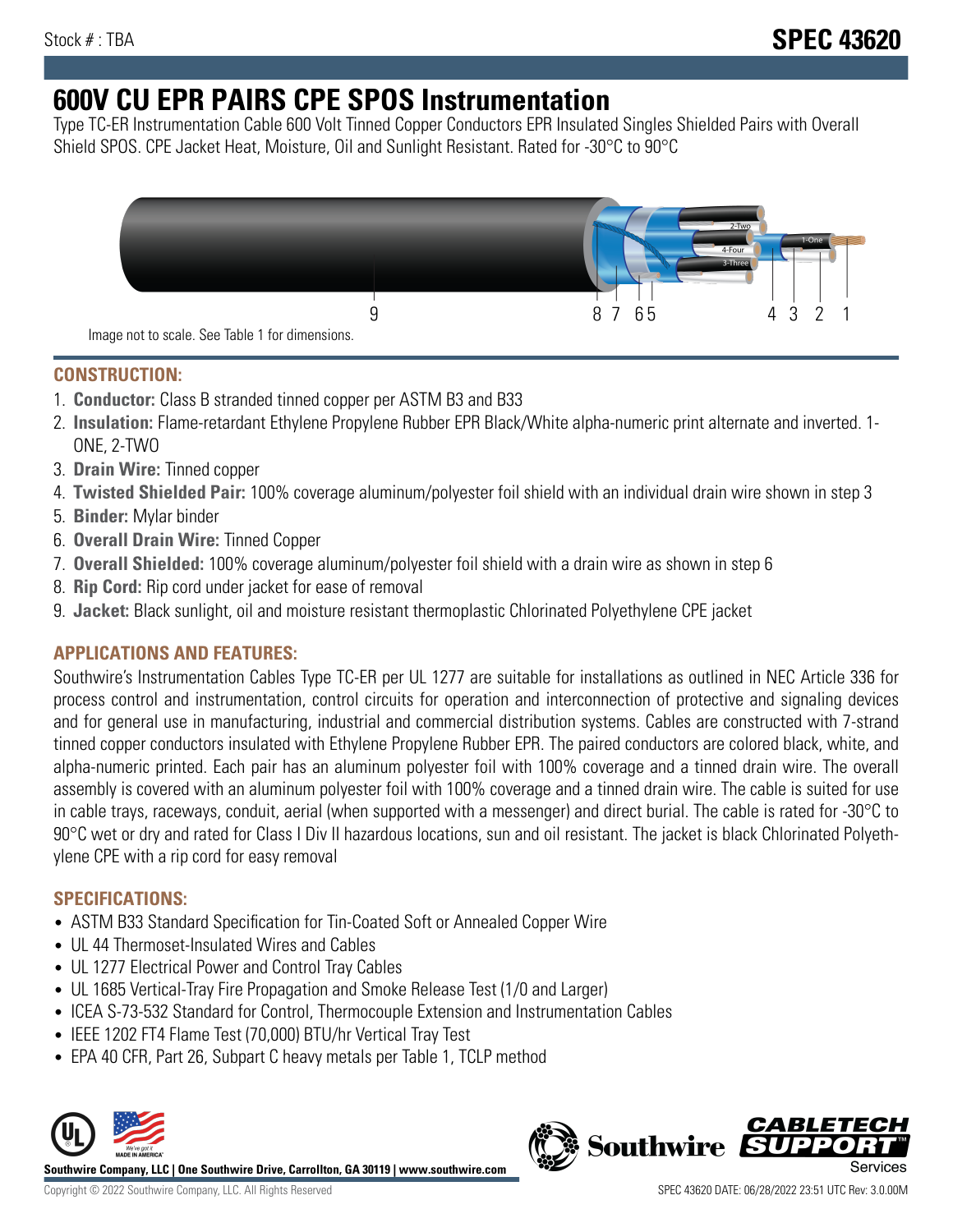Stock # : TBA

# SPEC 43620

# 600V CU EPR PAIRS CPE SPOS Instrumentation

Type TC-ER Instrumentation Cable 600 Volt Tinned Copper Conductors EPR Insulated Singles Shielded Pairs with Overall Shield SPOS. CPE Jacket Heat, Moisture, Oil and Sunlight Resistant. Rated for -30°C to 90°C

Image not to scale. See Table 1 for dimensions.

## CONSTRUCTION:

1. **Conductor:** Class B stranded tinned copper per ASTM B3 and B33
2. **Insulation:** Flame-retardant Ethylene Propylene Rubber EPR Black/White alpha-numeric print alternate and inverted. 1-ONE, 2-TWO
3. **Drain Wire:** Tinned copper
4. **Twisted Shielded Pair:** 100% coverage aluminum/polyester foil shield with an individual drain wire shown in step 3
5. **Binder:** Mylar binder
6. **Overall Drain Wire:** Tinned Copper
7. **Overall Shielded:** 100% coverage aluminum/polyester foil shield with a drain wire as shown in step 6
8. **Rip Cord:** Rip cord under jacket for ease of removal
9. **Jacket:** Black sunlight, oil and moisture resistant thermoplastic Chlorinated Polyethylene CPE jacket

## APPLICATIONS AND FEATURES:

Southwire's Instrumentation Cables Type TC-ER per UL 1277 are suitable for installations as outlined in NEC Article 336 for process control and instrumentation, control circuits for operation and interconnection of protective and signaling devices and for general use in manufacturing, industrial and commercial distribution systems. Cables are constructed with 7-strand tinned copper conductors insulated with Ethylene Propylene Rubber EPR. The paired conductors are colored black, white, and alpha-numeric printed. Each pair has an aluminum polyester foil with 100% coverage and a tinned drain wire. The overall assembly is covered with an aluminum polyester foil with 100% coverage and a tinned drain wire. The cable is suited for use in cable trays, raceways, conduit, aerial (when supported with a messenger) and direct burial. The cable is rated for -30°C to 90°C wet or dry and rated for Class I Div II hazardous locations, sun and oil resistant. The jacket is black Chlorinated Polyethylene CPE with a rip cord for easy removal

## SPECIFICATIONS:

- ASTM B33 Standard Specification for Tin-Coated Soft or Annealed Copper Wire
- UL 44 Thermoset-Insulated Wires and Cables
- UL 1277 Electrical Power and Control Tray Cables
- UL 1685 Vertical-Tray Fire Propagation and Smoke Release Test (1/0 and Larger)
- ICEA S-73-532 Standard for Control, Thermocouple Extension and Instrumentation Cables
- IEEE 1202 FT4 Flame Test (70,000) BTU/hr Vertical Tray Test
- EPA 40 CFR, Part 26, Subpart C heavy metals per Table 1, TCLP method

**Southwire Company, LLC | One Southwire Drive, Carrollton, GA 30119 | www.southwire.com**

Copyright © 2022 Southwire Company, LLC. All Rights Reserved

SPEC 43620 DATE: 06/28/2022 23:51 UTC Rev: 3.0.00M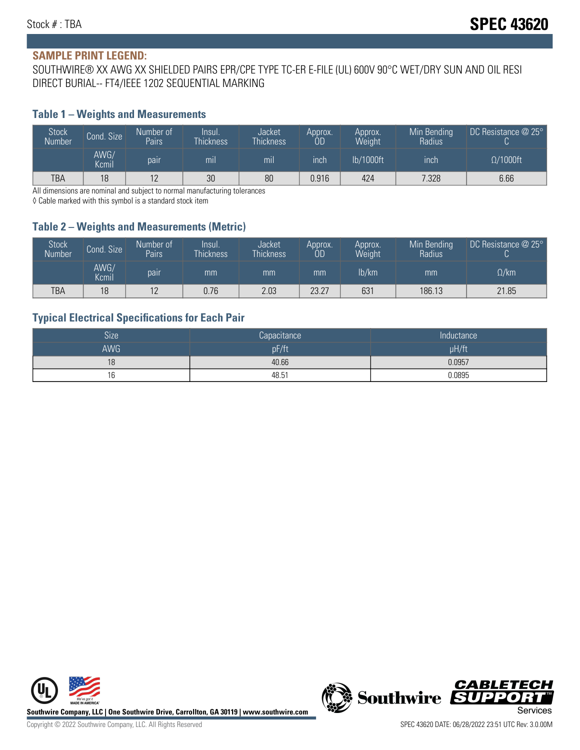Stock # : TBA

# SPEC 43620

**SAMPLE PRINT LEGEND:**

SOUTHWIRE® XX AWG XX SHIELDED PAIRS EPR/CPE TYPE TC-ER E-FILE (UL) 600V 90°C WET/DRY SUN AND OIL RESI DIRECT BURIAL-- FT4/IEEE 1202 SEQUENTIAL MARKING

## Table 1 – Weights and Measurements

| Stock Number | Cond. Size | Number of Pairs | Insul. Thickness | Jacket Thickness | Approx. OD | Approx. Weight | Min Bending Radius | DC Resistance @ 25° C |
|---|---|---|---|---|---|---|---|---|
| | AWG/ Kcmil | pair | mil | mil | inch | lb/1000ft | inch | Ω/1000ft |
| TBA | 18 | 12 | 30 | 80 | 0.916 | 424 | 7.328 | 6.66 |

All dimensions are nominal and subject to normal manufacturing tolerances

◊ Cable marked with this symbol is a standard stock item

## Table 2 – Weights and Measurements (Metric)

| Stock Number | Cond. Size | Number of Pairs | Insul. Thickness | Jacket Thickness | Approx. OD | Approx. Weight | Min Bending Radius | DC Resistance @ 25° C |
|---|---|---|---|---|---|---|---|---|
| | AWG/ Kcmil | pair | mm | mm | mm | lb/km | mm | Ω/km |
| TBA | 18 | 12 | 0.76 | 2.03 | 23.27 | 631 | 186.13 | 21.85 |

## Typical Electrical Specifications for Each Pair

| Size | Capacitance | Inductance |
|---|---|---|
| AWG | pF/ft | μH/ft |
| 18 | 40.66 | 0.0957 |
| 16 | 48.51 | 0.0895 |

Southwire Company, LLC | One Southwire Drive, Carrollton, GA 30119 | www.southwire.com

Copyright © 2022 Southwire Company, LLC. All Rights Reserved

SPEC 43620 DATE: 06/28/2022 23:51 UTC Rev: 3.0.00M